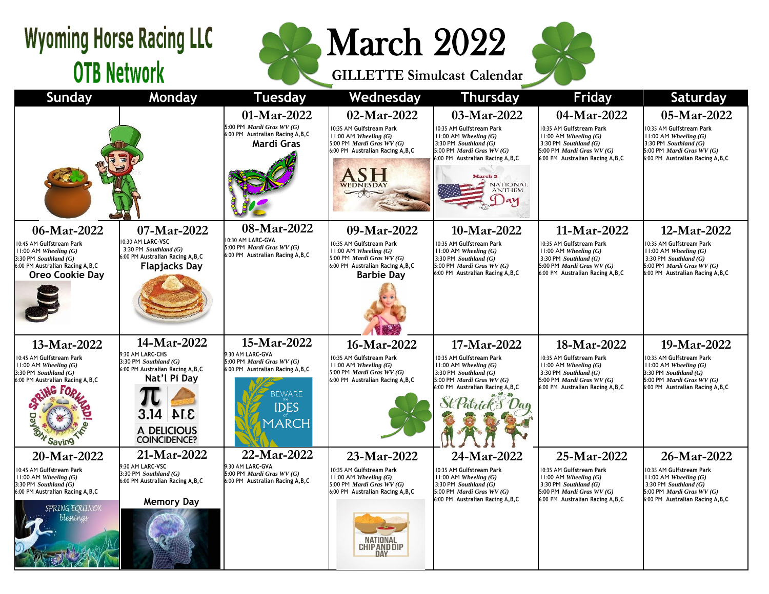# Wyoming Horse Racing LLC OTB Network

# March 2022

## GILLETTE Simulcast Calendar

| Sunday | Monday | Tuesday | Wednesday | Thursday | Friday | Saturday |
|---|---|---|---|---|---|---|
| | | **01-Mar-2022**<br>5:00 PM *Mardi Gras WV (G)*<br>6:00 PM Australian Racing A,B,C<br>**Mardi Gras** | **02-Mar-2022**<br>10:35 AM Gulfstream Park<br>11:00 AM *Wheeling (G)*<br>5:00 PM *Mardi Gras WV (G)*<br>6:00 PM Australian Racing A,B,C<br>ASH WEDNESDAY | **03-Mar-2022**<br>10:35 AM Gulfstream Park<br>11:00 AM *Wheeling (G)*<br>3:30 PM *Southland (G)*<br>5:00 PM *Mardi Gras WV (G)*<br>6:00 PM Australian Racing A,B,C<br>March 3 National Anthem Day | **04-Mar-2022**<br>10:35 AM Gulfstream Park<br>11:00 AM *Wheeling (G)*<br>3:30 PM *Southland (G)*<br>5:00 PM *Mardi Gras WV (G)*<br>6:00 PM Australian Racing A,B,C | **05-Mar-2022**<br>10:35 AM Gulfstream Park<br>11:00 AM *Wheeling (G)*<br>3:30 PM *Southland (G)*<br>5:00 PM *Mardi Gras WV (G)*<br>6:00 PM Australian Racing A,B,C |
| **06-Mar-2022**<br>10:45 AM Gulfstream Park<br>11:00 AM *Wheeling (G)*<br>3:30 PM *Southland (G)*<br>6:00 PM Australian Racing A,B,C<br>**Oreo Cookie Day** | **07-Mar-2022**<br>10:30 AM LARC-VSC<br>3:30 PM *Southland (G)*<br>6:00 PM Australian Racing A,B,C<br>**Flapjacks Day** | **08-Mar-2022**<br>10:30 AM LARC-GVA<br>5:00 PM *Mardi Gras WV (G)*<br>6:00 PM Australian Racing A,B,C | **09-Mar-2022**<br>10:35 AM Gulfstream Park<br>11:00 AM *Wheeling (G)*<br>5:00 PM *Mardi Gras WV (G)*<br>6:00 PM Australian Racing A,B,C<br>**Barbie Day** | **10-Mar-2022**<br>10:35 AM Gulfstream Park<br>11:00 AM *Wheeling (G)*<br>3:30 PM *Southland (G)*<br>5:00 PM *Mardi Gras WV (G)*<br>6:00 PM Australian Racing A,B,C | **11-Mar-2022**<br>10:35 AM Gulfstream Park<br>11:00 AM *Wheeling (G)*<br>3:30 PM *Southland (G)*<br>5:00 PM *Mardi Gras WV (G)*<br>6:00 PM Australian Racing A,B,C | **12-Mar-2022**<br>10:35 AM Gulfstream Park<br>11:00 AM *Wheeling (G)*<br>3:30 PM *Southland (G)*<br>5:00 PM *Mardi Gras WV (G)*<br>6:00 PM Australian Racing A,B,C |
| **13-Mar-2022**<br>10:45 AM Gulfstream Park<br>11:00 AM *Wheeling (G)*<br>3:30 PM *Southland (G)*<br>6:00 PM Australian Racing A,B,C<br>Spring Forward! Daylight Saving Time | **14-Mar-2022**<br>9:30 AM LARC-CHS<br>3:30 PM *Southland (G)*<br>6:00 PM Australian Racing A,B,C<br>**Nat'l Pi Day**<br>π 3.14 PIE<br>A DELICIOUS COINCIDENCE? | **15-Mar-2022**<br>9:30 AM LARC-GVA<br>5:00 PM *Mardi Gras WV (G)*<br>6:00 PM Australian Racing A,B,C<br>BEWARE the IDES of MARCH | **16-Mar-2022**<br>10:35 AM Gulfstream Park<br>11:00 AM *Wheeling (G)*<br>5:00 PM *Mardi Gras WV (G)*<br>6:00 PM Australian Racing A,B,C | **17-Mar-2022**<br>10:35 AM Gulfstream Park<br>11:00 AM *Wheeling (G)*<br>3:30 PM *Southland (G)*<br>5:00 PM *Mardi Gras WV (G)*<br>6:00 PM Australian Racing A,B,C<br>St. Patrick's Day | **18-Mar-2022**<br>10:35 AM Gulfstream Park<br>11:00 AM *Wheeling (G)*<br>3:30 PM *Southland (G)*<br>5:00 PM *Mardi Gras WV (G)*<br>6:00 PM Australian Racing A,B,C | **19-Mar-2022**<br>10:35 AM Gulfstream Park<br>11:00 AM *Wheeling (G)*<br>3:30 PM *Southland (G)*<br>5:00 PM *Mardi Gras WV (G)*<br>6:00 PM Australian Racing A,B,C |
| **20-Mar-2022**<br>10:45 AM Gulfstream Park<br>11:00 AM *Wheeling (G)*<br>3:30 PM *Southland (G)*<br>6:00 PM Australian Racing A,B,C<br>SPRING EQUINOX blessings | **21-Mar-2022**<br>9:30 AM LARC-VSC<br>3:30 PM *Southland (G)*<br>6:00 PM Australian Racing A,B,C<br>**Memory Day** | **22-Mar-2022**<br>9:30 AM LARC-GVA<br>5:00 PM *Mardi Gras WV (G)*<br>6:00 PM Australian Racing A,B,C | **23-Mar-2022**<br>10:35 AM Gulfstream Park<br>11:00 AM *Wheeling (G)*<br>5:00 PM *Mardi Gras WV (G)*<br>6:00 PM Australian Racing A,B,C<br>NATIONAL CHIP AND DIP DAY | **24-Mar-2022**<br>10:35 AM Gulfstream Park<br>11:00 AM *Wheeling (G)*<br>3:30 PM *Southland (G)*<br>5:00 PM *Mardi Gras WV (G)*<br>6:00 PM Australian Racing A,B,C | **25-Mar-2022**<br>10:35 AM Gulfstream Park<br>11:00 AM *Wheeling (G)*<br>3:30 PM *Southland (G)*<br>5:00 PM *Mardi Gras WV (G)*<br>6:00 PM Australian Racing A,B,C | **26-Mar-2022**<br>10:35 AM Gulfstream Park<br>11:00 AM *Wheeling (G)*<br>3:30 PM *Southland (G)*<br>5:00 PM *Mardi Gras WV (G)*<br>6:00 PM Australian Racing A,B,C |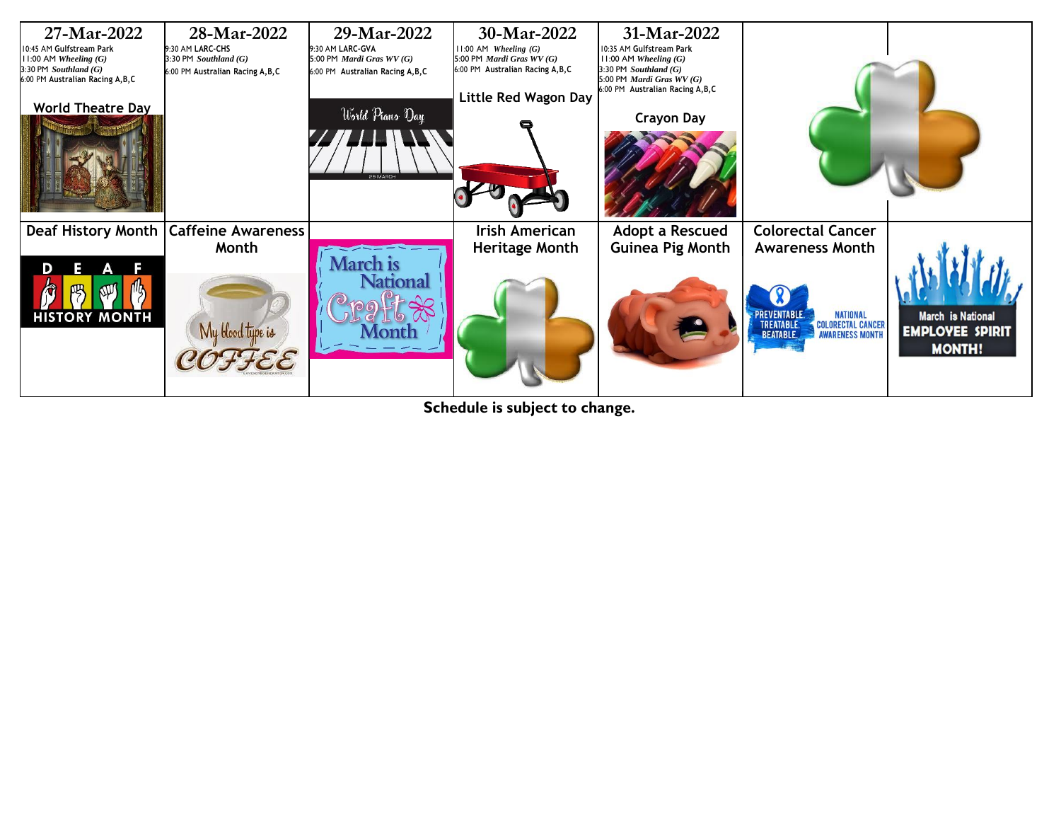| 27-Mar-2022 | 28-Mar-2022 | 29-Mar-2022 | 30-Mar-2022 | 31-Mar-2022 | | |
|---|---|---|---|---|---|---|
| 10:45 AM Gulfstream Park<br>11:00 AM *Wheeling (G)*<br>3:30 PM *Southland (G)*<br>6:00 PM Australian Racing A,B,C<br><br>**World Theatre Day** | 9:30 AM LARC-CHS<br>3:30 PM *Southland (G)*<br>6:00 PM Australian Racing A,B,C | 9:30 AM LARC-GVA<br>5:00 PM *Mardi Gras WV (G)*<br>6:00 PM Australian Racing A,B,C<br><br>World Piano Day | 11:00 AM *Wheeling (G)*<br>5:00 PM *Mardi Gras WV (G)*<br>6:00 PM Australian Racing A,B,C<br><br>**Little Red Wagon Day** | 10:35 AM Gulfstream Park<br>11:00 AM *Wheeling (G)*<br>3:30 PM *Southland (G)*<br>5:00 PM *Mardi Gras WV (G)*<br>6:00 PM Australian Racing A,B,C<br><br>**Crayon Day** | | |
| **Deaf History Month**<br><br>DEAF HISTORY MONTH | **Caffeine Awareness Month**<br><br>My blood type is COFFEE | March is National Craft Month | **Irish American Heritage Month** | **Adopt a Rescued Guinea Pig Month** | **Colorectal Cancer Awareness Month**<br><br>PREVENTABLE. TREATABLE. BEATABLE. NATIONAL COLORECTAL CANCER AWARENESS MONTH | March is National EMPLOYEE SPIRIT MONTH! |

**Schedule is subject to change.**